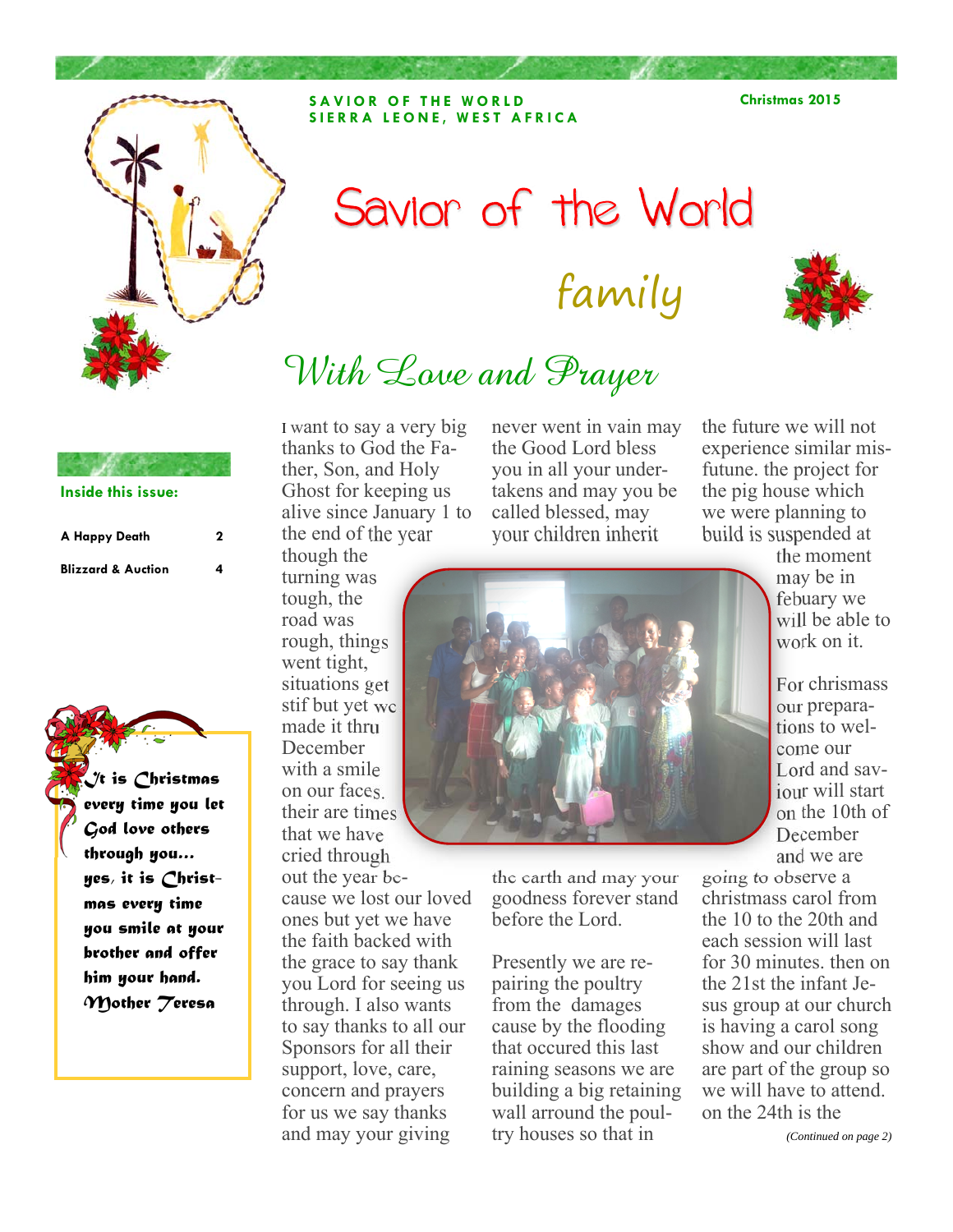**SAVIOR OF THE WORLD**
**SIERRA LEONE, WEST AFRICA**

**Christmas 2015**

# Savior of the World family

**Inside this issue:**

| | |
|---|---|
| **A Happy Death** | **2** |
| **Blizzard & Auction** | **4** |

***It is Christmas every time you let God love others through you... yes, it is Christmas every time you smile at your brother and offer him your hand. Mother Teresa***

## *With Love and Prayer*

I want to say a very big thanks to God the Father, Son, and Holy Ghost for keeping us alive since January 1 to the end of the year though the turning was tough, the road was rough, things went tight, situations get stif but yet we made it thru December with a smile on our faces. their are times that we have cried through out the year because we lost our loved ones but yet we have the faith backed with the grace to say thank you Lord for seeing us through. I also wants to say thanks to all our Sponsors for all their support, love, care, concern and prayers for us we say thanks and may your giving never went in vain may the Good Lord bless you in all your undertakens and may you be called blessed, may your children inherit the earth and may your goodness forever stand before the Lord.

Presently we are repairing the poultry from the damages cause by the flooding that occured this last raining seasons we are building a big retaining wall arround the poultry houses so that in the future we will not experience similar misfutune. the project for the pig house which we were planning to build is suspended at the moment may be in febuary we will be able to work on it.

For chrismass our preparations to welcome our Lord and saviour will start on the 10th of December and we are going to observe a christmass carol from the 10 to the 20th and each session will last for 30 minutes. then on the 21st the infant Jesus group at our church is having a carol song show and our children are part of the group so we will have to attend. on the 24th is the

*(Continued on page 2)*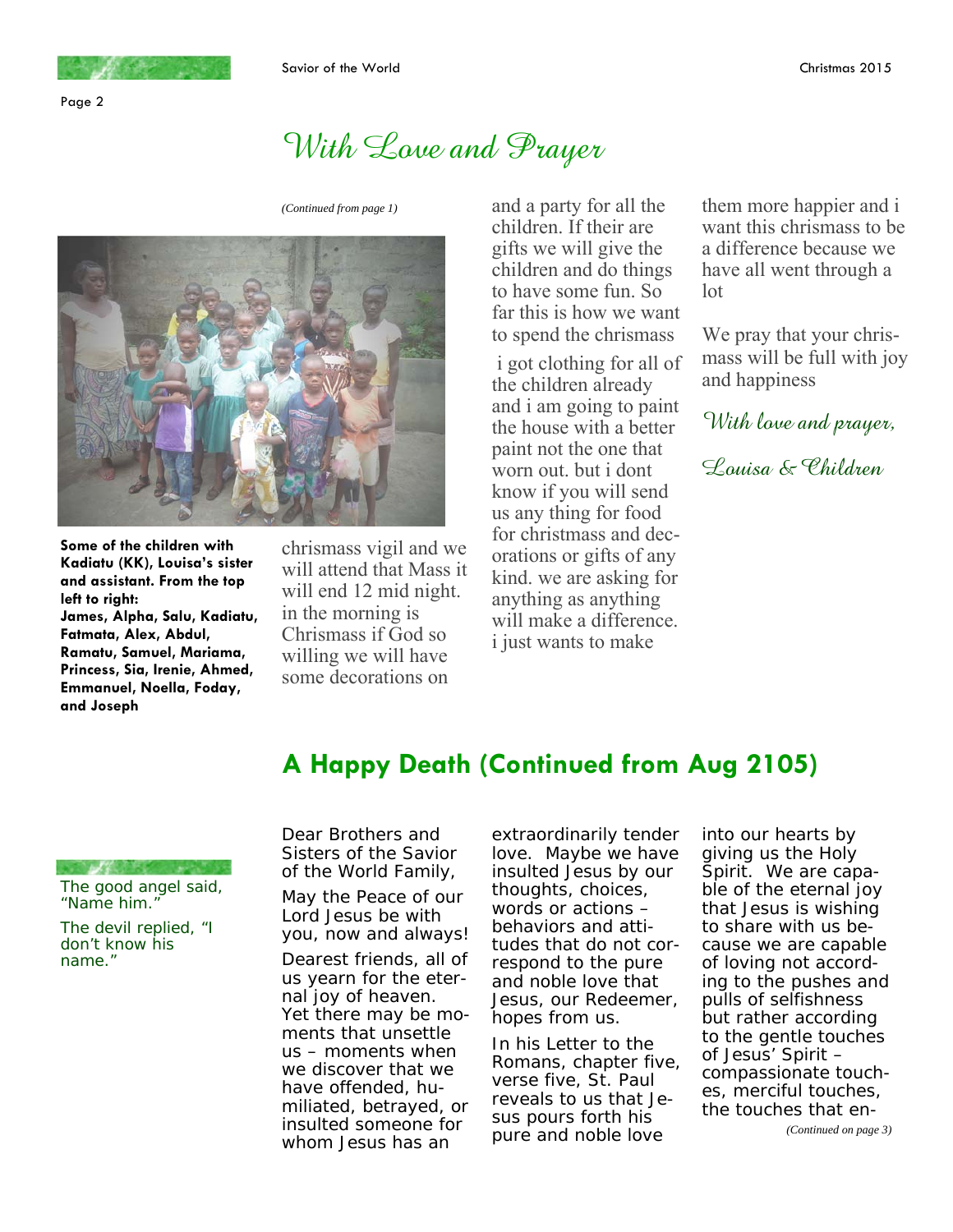# With Love and Prayer

*(Continued from page 1)*

**Some of the children with Kadiatu (KK), Louisa's sister and assistant. From the top left to right: James, Alpha, Salu, Kadiatu, Fatmata, Alex, Abdul, Ramatu, Samuel, Mariama, Princess, Sia, Irenie, Ahmed, Emmanuel, Noella, Foday, and Joseph**

chrismass vigil and we will attend that Mass it will end 12 mid night. in the morning is Chrismass if God so willing we will have some decorations on and a party for all the children. If their are gifts we will give the children and do things to have some fun. So far this is how we want to spend the chrismass

i got clothing for all of the children already and i am going to paint the house with a better paint not the one that worn out. but i dont know if you will send us any thing for food for christmass and decorations or gifts of any kind. we are asking for anything as anything will make a difference. i just wants to make them more happier and i want this chrismass to be a difference because we have all went through a lot

We pray that your chrismass will be full with joy and happiness

*With love and prayer,*

*Louisa & Children*

## A Happy Death (Continued from Aug 2105)

The good angel said, "Name him."

The devil replied, "I don't know his name."

Dear Brothers and Sisters of the Savior of the World Family,

May the Peace of our Lord Jesus be with you, now and always!

Dearest friends, all of us yearn for the eternal joy of heaven. Yet there may be moments that unsettle us – moments when we discover that we have offended, humiliated, betrayed, or insulted someone for whom Jesus has an extraordinarily tender love. Maybe we have insulted Jesus by our thoughts, choices, words or actions – behaviors and attitudes that do not correspond to the pure and noble love that Jesus, our Redeemer, hopes from us.

In his Letter to the Romans, chapter five, verse five, St. Paul reveals to us that Jesus pours forth his pure and noble love into our hearts by giving us the Holy Spirit. We are capable of the eternal joy that Jesus is wishing to share with us because we are capable of loving not according to the pushes and pulls of selfishness but rather according to the gentle touches of Jesus' Spirit – compassionate touches, merciful touches, the touches that en-

*(Continued on page 3)*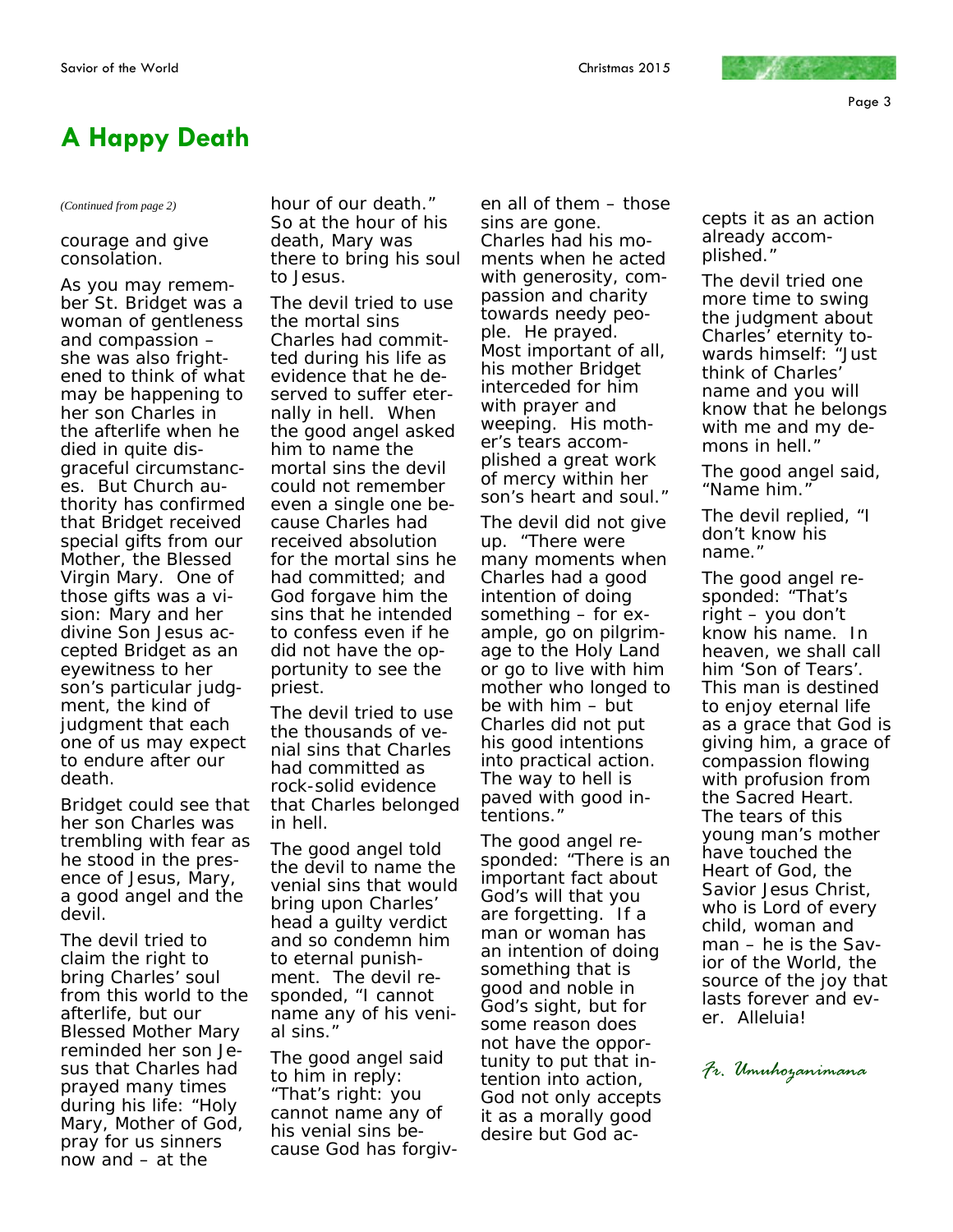# A Happy Death

*(Continued from page 2)*

courage and give consolation.

As you may remember St. Bridget was a woman of gentleness and compassion – she was also frightened to think of what may be happening to her son Charles in the afterlife when he died in quite disgraceful circumstances. But Church authority has confirmed that Bridget received special gifts from our Mother, the Blessed Virgin Mary. One of those gifts was a vision: Mary and her divine Son Jesus accepted Bridget as an eyewitness to her son's particular judgment, the kind of judgment that each one of us may expect to endure after our death.

Bridget could see that her son Charles was trembling with fear as he stood in the presence of Jesus, Mary, a good angel and the devil.

The devil tried to claim the right to bring Charles' soul from this world to the afterlife, but our Blessed Mother Mary reminded her son Jesus that Charles had prayed many times during his life: "Holy Mary, Mother of God, pray for us sinners now and – at the hour of our death." So at the hour of his death, Mary was there to bring his soul to Jesus.

The devil tried to use the mortal sins Charles had committed during his life as evidence that he deserved to suffer eternally in hell. When the good angel asked him to name the mortal sins the devil could not remember even a single one because Charles had received absolution for the mortal sins he had committed; and God forgave him the sins that he intended to confess even if he did not have the opportunity to see the priest.

The devil tried to use the thousands of venial sins that Charles had committed as rock-solid evidence that Charles belonged in hell.

The good angel told the devil to name the venial sins that would bring upon Charles' head a guilty verdict and so condemn him to eternal punishment. The devil responded, "I cannot name any of his venial sins."

The good angel said to him in reply: "That's right: you cannot name any of his venial sins because God has forgiven all of them – those sins are gone. Charles had his moments when he acted with generosity, compassion and charity towards needy people. He prayed. Most important of all, his mother Bridget interceded for him with prayer and weeping. His mother's tears accomplished a great work of mercy within her son's heart and soul."

The devil did not give up. "There were many moments when Charles had a good intention of doing something – for example, go on pilgrimage to the Holy Land or go to live with him mother who longed to be with him – but Charles did not put his good intentions into practical action. The way to hell is paved with good intentions."

The good angel responded: "There is an important fact about God's will that you are forgetting. If a man or woman has an intention of doing something that is good and noble in God's sight, but for some reason does not have the opportunity to put that intention into action, God not only accepts it as a morally good desire but God accepts it as an action already accomplished."

The devil tried one more time to swing the judgment about Charles' eternity towards himself: "Just think of Charles' name and you will know that he belongs with me and my demons in hell."

The good angel said, "Name him."

The devil replied, "I don't know his name."

The good angel responded: "That's right – you don't know his name. In heaven, we shall call him 'Son of Tears'. This man is destined to enjoy eternal life as a grace that God is giving him, a grace of compassion flowing with profusion from the Sacred Heart. The tears of this young man's mother have touched the Heart of God, the Savior Jesus Christ, who is Lord of every child, woman and man – he is the Savior of the World, the source of the joy that lasts forever and ever. Alleluia!

*Fr. Umuhozanimana*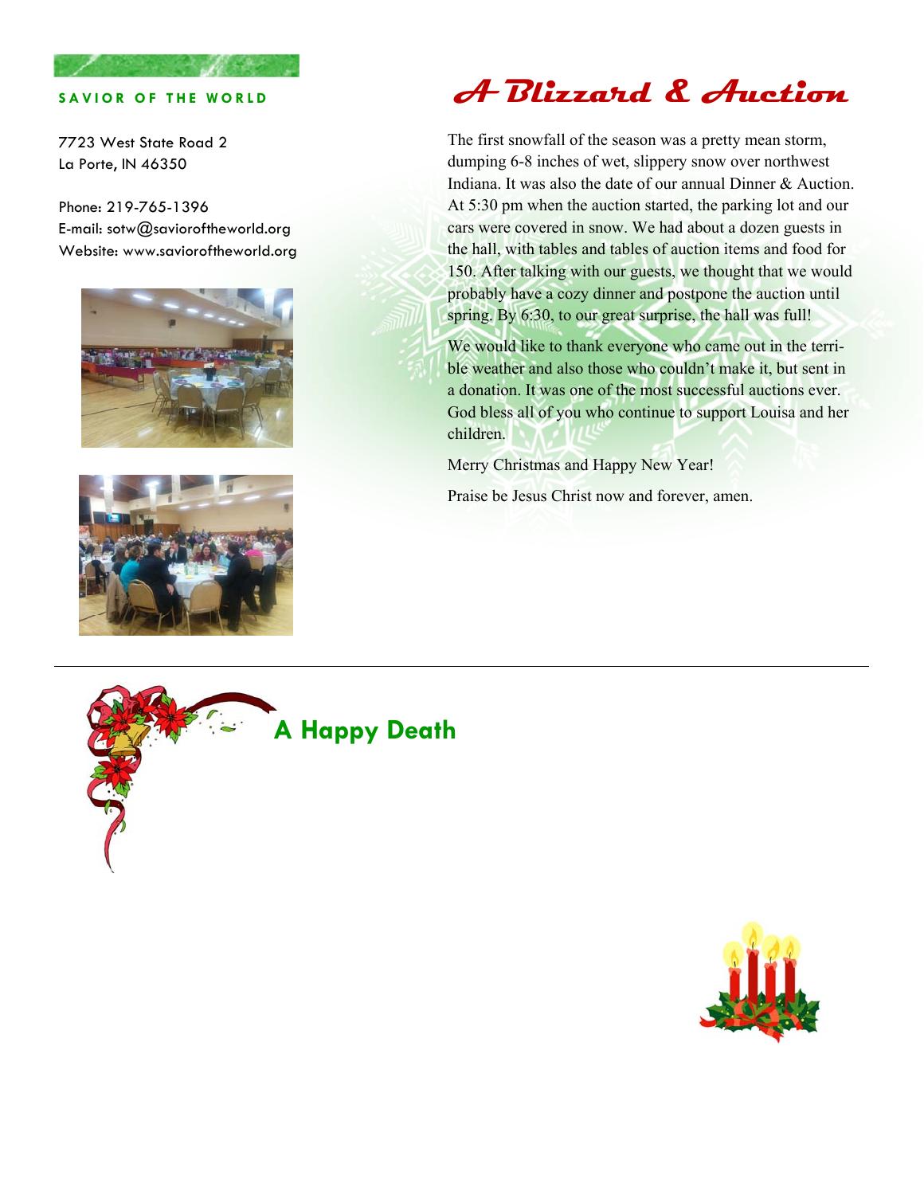**SAVIOR OF THE WORLD**

7723 West State Road 2
La Porte, IN 46350

Phone: 219-765-1396
E-mail: sotw@savioroftheworld.org
Website: www.savioroftheworld.org

# A Blizzard & Auction

The first snowfall of the season was a pretty mean storm, dumping 6-8 inches of wet, slippery snow over northwest Indiana. It was also the date of our annual Dinner & Auction. At 5:30 pm when the auction started, the parking lot and our cars were covered in snow. We had about a dozen guests in the hall, with tables and tables of auction items and food for 150. After talking with our guests, we thought that we would probably have a cozy dinner and postpone the auction until spring. By 6:30, to our great surprise, the hall was full!

We would like to thank everyone who came out in the terrible weather and also those who couldn't make it, but sent in a donation. It was one of the most successful auctions ever. God bless all of you who continue to support Louisa and her children.

Merry Christmas and Happy New Year!

Praise be Jesus Christ now and forever, amen.

---

## A Happy Death